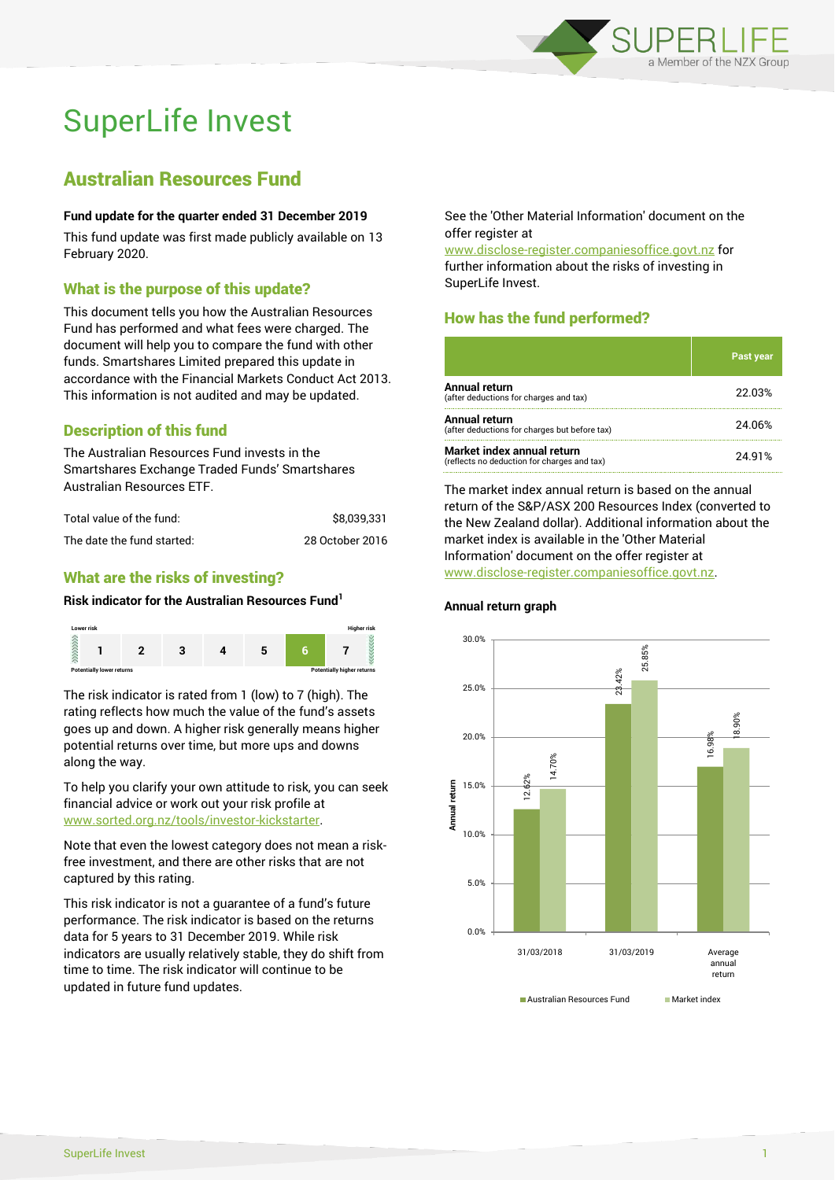# SuperLife Invest

## Australian Resources Fund

**Fund update for the quarter ended 31 December 2019**

This fund update was first made publicly available on 13 February 2020.

### What is the purpose of this update?

This document tells you how the Australian Resources Fund has performed and what fees were charged. The document will help you to compare the fund with other funds. Smartshares Limited prepared this update in accordance with the Financial Markets Conduct Act 2013. This information is not audited and may be updated.

### Description of this fund

The Australian Resources Fund invests in the Smartshares Exchange Traded Funds' Smartshares Australian Resources ETF.

| | |
|---|---|
| Total value of the fund: | $8,039,331 |
| The date the fund started: | 28 October 2016 |

### What are the risks of investing?

**Risk indicator for the Australian Resources Fund[1]**

| Lower risk | | | | | | Higher risk |
|---|---|---|---|---|---|---|
| 1 | 2 | 3 | 4 | 5 | **6** | 7 |
| Potentially lower returns | | | | | | Potentially higher returns |

The risk indicator is rated from 1 (low) to 7 (high). The rating reflects how much the value of the fund's assets goes up and down. A higher risk generally means higher potential returns over time, but more ups and downs along the way.

To help you clarify your own attitude to risk, you can seek financial advice or work out your risk profile at www.sorted.org.nz/tools/investor-kickstarter.

Note that even the lowest category does not mean a risk-free investment, and there are other risks that are not captured by this rating.

This risk indicator is not a guarantee of a fund's future performance. The risk indicator is based on the returns data for 5 years to 31 December 2019. While risk indicators are usually relatively stable, they do shift from time to time. The risk indicator will continue to be updated in future fund updates.

See the 'Other Material Information' document on the offer register at www.disclose-register.companiesoffice.govt.nz for further information about the risks of investing in SuperLife Invest.

### How has the fund performed?

| | Past year |
|---|---|
| **Annual return** (after deductions for charges and tax) | 22.03% |
| **Annual return** (after deductions for charges but before tax) | 24.06% |
| **Market index annual return** (reflects no deduction for charges and tax) | 24.91% |

The market index annual return is based on the annual return of the S&P/ASX 200 Resources Index (converted to the New Zealand dollar). Additional information about the market index is available in the 'Other Material Information' document on the offer register at www.disclose-register.companiesoffice.govt.nz.

**Annual return graph**

| | Australian Resources Fund | Market index |
|---|---|---|
| 31/03/2018 | 12.62% | 14.70% |
| 31/03/2019 | 23.42% | 25.85% |
| Average annual return | 16.98% | 18.90% |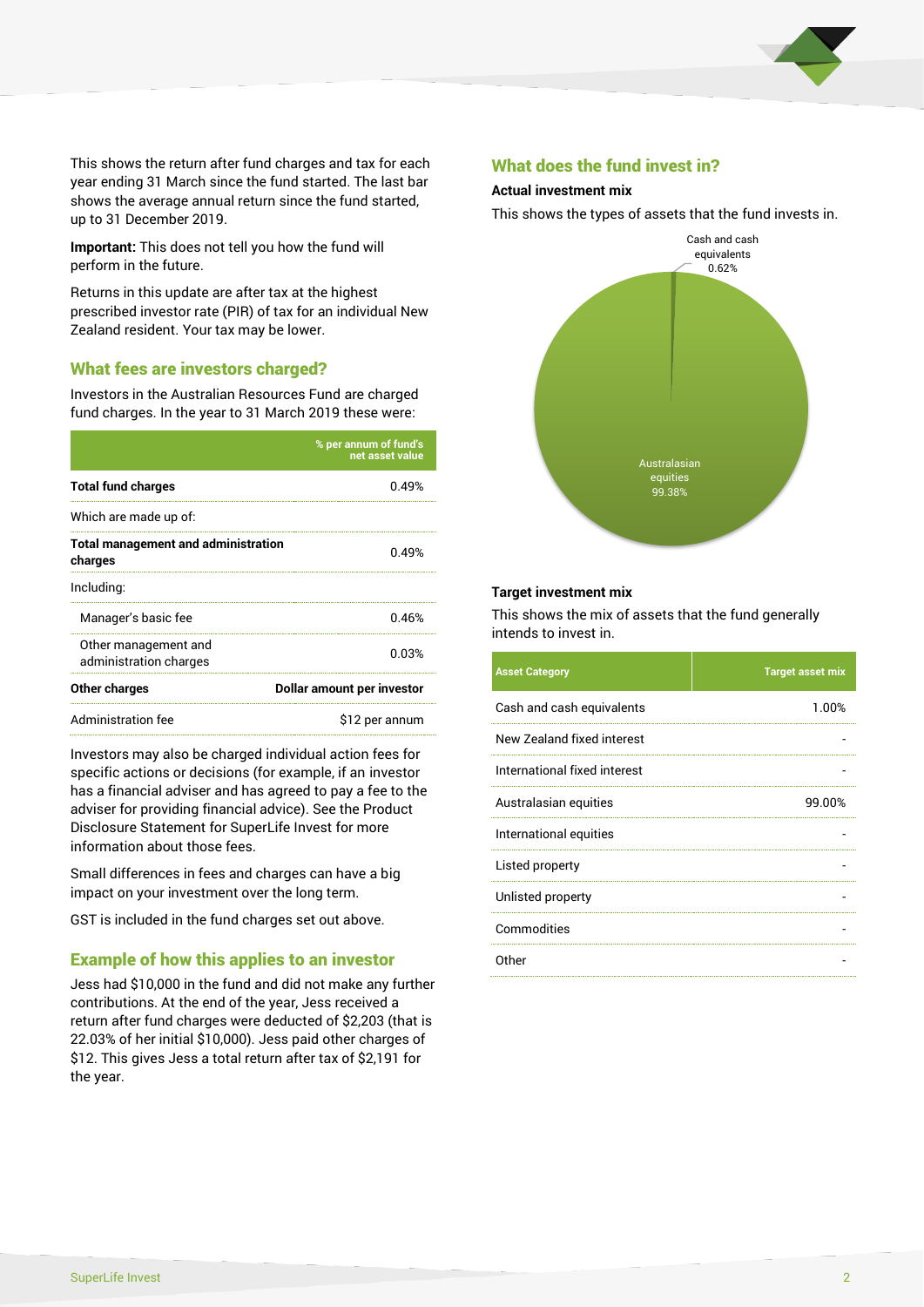This shows the return after fund charges and tax for each year ending 31 March since the fund started. The last bar shows the average annual return since the fund started, up to 31 December 2019.

**Important:** This does not tell you how the fund will perform in the future.

Returns in this update are after tax at the highest prescribed investor rate (PIR) of tax for an individual New Zealand resident. Your tax may be lower.

## What fees are investors charged?

Investors in the Australian Resources Fund are charged fund charges. In the year to 31 March 2019 these were:

| | % per annum of fund's net asset value |
|---|---|
| **Total fund charges** | 0.49% |
| Which are made up of: | |
| **Total management and administration charges** | 0.49% |
| Including: | |
| Manager's basic fee | 0.46% |
| Other management and administration charges | 0.03% |
| **Other charges** | **Dollar amount per investor** |
| Administration fee | $12 per annum |

Investors may also be charged individual action fees for specific actions or decisions (for example, if an investor has a financial adviser and has agreed to pay a fee to the adviser for providing financial advice). See the Product Disclosure Statement for SuperLife Invest for more information about those fees.

Small differences in fees and charges can have a big impact on your investment over the long term.

GST is included in the fund charges set out above.

## Example of how this applies to an investor

Jess had $10,000 in the fund and did not make any further contributions. At the end of the year, Jess received a return after fund charges were deducted of $2,203 (that is 22.03% of her initial $10,000). Jess paid other charges of $12. This gives Jess a total return after tax of $2,191 for the year.

## What does the fund invest in?

### Actual investment mix

This shows the types of assets that the fund invests in.

Cash and cash equivalents 0.62%

Australasian equities 99.38%

### Target investment mix

This shows the mix of assets that the fund generally intends to invest in.

| Asset Category | Target asset mix |
|---|---|
| Cash and cash equivalents | 1.00% |
| New Zealand fixed interest | - |
| International fixed interest | - |
| Australasian equities | 99.00% |
| International equities | - |
| Listed property | - |
| Unlisted property | - |
| Commodities | - |
| Other | - |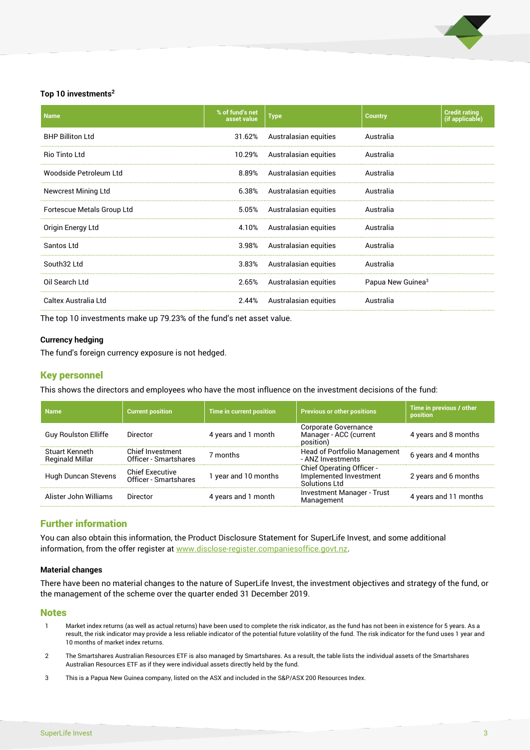### Top 10 investments[2]

| Name | % of fund's net asset value | Type | Country | Credit rating (if applicable) |
|---|---|---|---|---|
| BHP Billiton Ltd | 31.62% | Australasian equities | Australia | |
| Rio Tinto Ltd | 10.29% | Australasian equities | Australia | |
| Woodside Petroleum Ltd | 8.89% | Australasian equities | Australia | |
| Newcrest Mining Ltd | 6.38% | Australasian equities | Australia | |
| Fortescue Metals Group Ltd | 5.05% | Australasian equities | Australia | |
| Origin Energy Ltd | 4.10% | Australasian equities | Australia | |
| Santos Ltd | 3.98% | Australasian equities | Australia | |
| South32 Ltd | 3.83% | Australasian equities | Australia | |
| Oil Search Ltd | 2.65% | Australasian equities | Papua New Guinea[3] | |
| Caltex Australia Ltd | 2.44% | Australasian equities | Australia | |

The top 10 investments make up 79.23% of the fund's net asset value.

### Currency hedging

The fund's foreign currency exposure is not hedged.

## Key personnel

This shows the directors and employees who have the most influence on the investment decisions of the fund:

| Name | Current position | Time in current position | Previous or other positions | Time in previous / other position |
|---|---|---|---|---|
| Guy Roulston Elliffe | Director | 4 years and 1 month | Corporate Governance Manager - ACC (current position) | 4 years and 8 months |
| Stuart Kenneth Reginald Millar | Chief Investment Officer - Smartshares | 7 months | Head of Portfolio Management - ANZ Investments | 6 years and 4 months |
| Hugh Duncan Stevens | Chief Executive Officer - Smartshares | 1 year and 10 months | Chief Operating Officer - Implemented Investment Solutions Ltd | 2 years and 6 months |
| Alister John Williams | Director | 4 years and 1 month | Investment Manager - Trust Management | 4 years and 11 months |

## Further information

You can also obtain this information, the Product Disclosure Statement for SuperLife Invest, and some additional information, from the offer register at www.disclose-register.companiesoffice.govt.nz.

### Material changes

There have been no material changes to the nature of SuperLife Invest, the investment objectives and strategy of the fund, or the management of the scheme over the quarter ended 31 December 2019.

## Notes

1. Market index returns (as well as actual returns) have been used to complete the risk indicator, as the fund has not been in existence for 5 years. As a result, the risk indicator may provide a less reliable indicator of the potential future volatility of the fund. The risk indicator for the fund uses 1 year and 10 months of market index returns.
2. The Smartshares Australian Resources ETF is also managed by Smartshares. As a result, the table lists the individual assets of the Smartshares Australian Resources ETF as if they were individual assets directly held by the fund.
3. This is a Papua New Guinea company, listed on the ASX and included in the S&P/ASX 200 Resources Index.